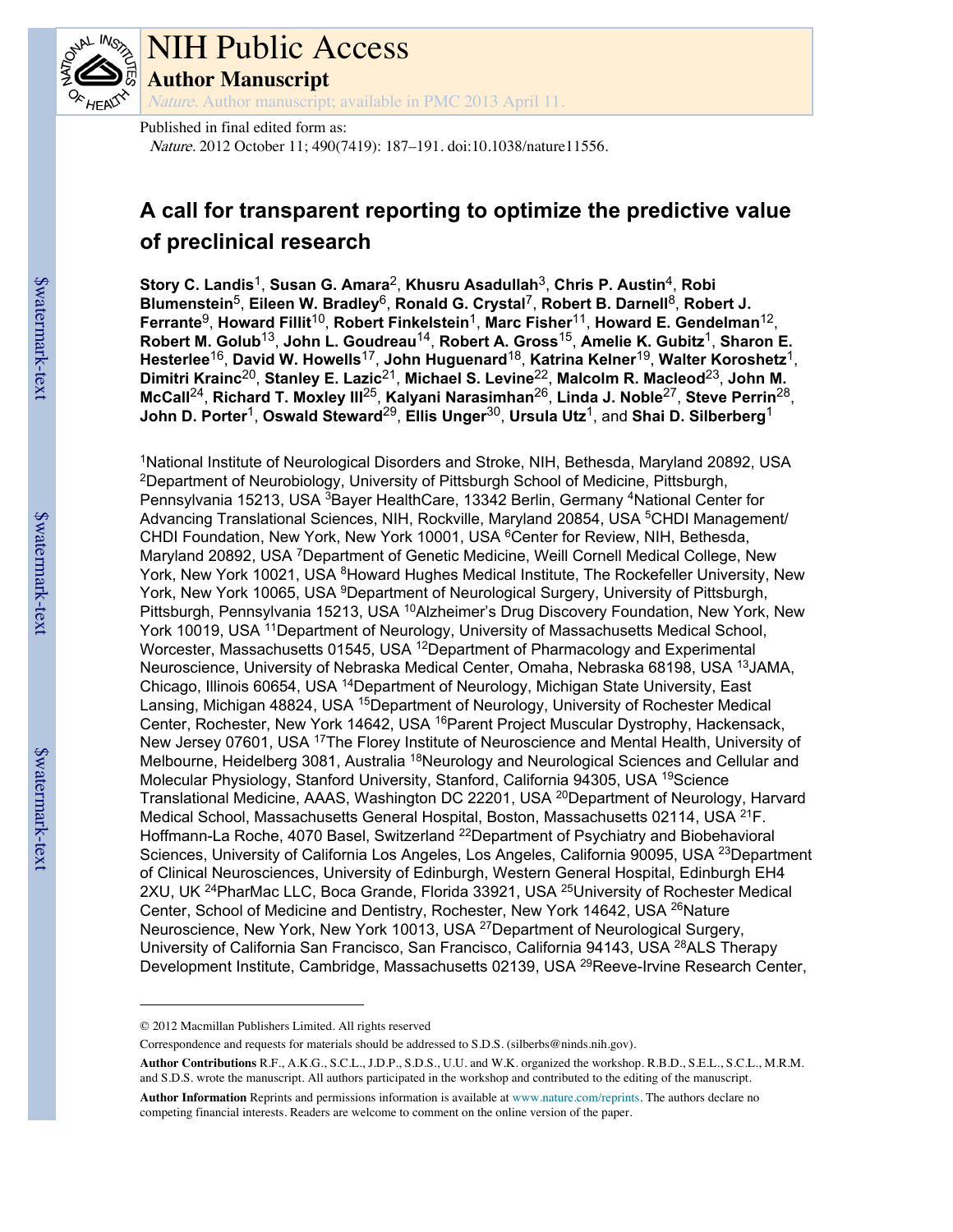# NIH Public Access

**Author Manuscript**

*Nature*. Author manuscript; available in PMC 2013 April 11.

Published in final edited form as:

*Nature*. 2012 October 11; 490(7419): 187–191. doi:10.1038/nature11556.

## A call for transparent reporting to optimize the predictive value of preclinical research

**Story C. Landis**[1], **Susan G. Amara**[2], **Khusru Asadullah**[3], **Chris P. Austin**[4], **Robi Blumenstein**[5], **Eileen W. Bradley**[6], **Ronald G. Crystal**[7], **Robert B. Darnell**[8], **Robert J. Ferrante**[9], **Howard Fillit**[10], **Robert Finkelstein**[1], **Marc Fisher**[11], **Howard E. Gendelman**[12], **Robert M. Golub**[13], **John L. Goudreau**[14], **Robert A. Gross**[15], **Amelie K. Gubitz**[1], **Sharon E. Hesterlee**[16], **David W. Howells**[17], **John Huguenard**[18], **Katrina Kelner**[19], **Walter Koroshetz**[1], **Dimitri Krainc**[20], **Stanley E. Lazic**[21], **Michael S. Levine**[22], **Malcolm R. Macleod**[23], **John M. McCall**[24], **Richard T. Moxley III**[25], **Kalyani Narasimhan**[26], **Linda J. Noble**[27], **Steve Perrin**[28], **John D. Porter**[1], **Oswald Steward**[29], **Ellis Unger**[30], **Ursula Utz**[1], and **Shai D. Silberberg**[1]

[1]National Institute of Neurological Disorders and Stroke, NIH, Bethesda, Maryland 20892, USA [2]Department of Neurobiology, University of Pittsburgh School of Medicine, Pittsburgh, Pennsylvania 15213, USA [3]Bayer HealthCare, 13342 Berlin, Germany [4]National Center for Advancing Translational Sciences, NIH, Rockville, Maryland 20854, USA [5]CHDI Management/CHDI Foundation, New York, New York 10001, USA [6]Center for Review, NIH, Bethesda, Maryland 20892, USA [7]Department of Genetic Medicine, Weill Cornell Medical College, New York, New York 10021, USA [8]Howard Hughes Medical Institute, The Rockefeller University, New York, New York 10065, USA [9]Department of Neurological Surgery, University of Pittsburgh, Pittsburgh, Pennsylvania 15213, USA [10]Alzheimer's Drug Discovery Foundation, New York, New York 10019, USA [11]Department of Neurology, University of Massachusetts Medical School, Worcester, Massachusetts 01545, USA [12]Department of Pharmacology and Experimental Neuroscience, University of Nebraska Medical Center, Omaha, Nebraska 68198, USA [13]JAMA, Chicago, Illinois 60654, USA [14]Department of Neurology, Michigan State University, East Lansing, Michigan 48824, USA [15]Department of Neurology, University of Rochester Medical Center, Rochester, New York 14642, USA [16]Parent Project Muscular Dystrophy, Hackensack, New Jersey 07601, USA [17]The Florey Institute of Neuroscience and Mental Health, University of Melbourne, Heidelberg 3081, Australia [18]Neurology and Neurological Sciences and Cellular and Molecular Physiology, Stanford University, Stanford, California 94305, USA [19]Science Translational Medicine, AAAS, Washington DC 22201, USA [20]Department of Neurology, Harvard Medical School, Massachusetts General Hospital, Boston, Massachusetts 02114, USA [21]F. Hoffmann-La Roche, 4070 Basel, Switzerland [22]Department of Psychiatry and Biobehavioral Sciences, University of California Los Angeles, Los Angeles, California 90095, USA [23]Department of Clinical Neurosciences, University of Edinburgh, Western General Hospital, Edinburgh EH4 2XU, UK [24]PharMac LLC, Boca Grande, Florida 33921, USA [25]University of Rochester Medical Center, School of Medicine and Dentistry, Rochester, New York 14642, USA [26]Nature Neuroscience, New York, New York 10013, USA [27]Department of Neurological Surgery, University of California San Francisco, San Francisco, California 94143, USA [28]ALS Therapy Development Institute, Cambridge, Massachusetts 02139, USA [29]Reeve-Irvine Research Center,

---

© 2012 Macmillan Publishers Limited. All rights reserved

Correspondence and requests for materials should be addressed to S.D.S. (silberbs@ninds.nih.gov).

**Author Contributions** R.F., A.K.G., S.C.L., J.D.P., S.D.S., U.U. and W.K. organized the workshop. R.B.D., S.E.L., S.C.L., M.R.M. and S.D.S. wrote the manuscript. All authors participated in the workshop and contributed to the editing of the manuscript.

**Author Information** Reprints and permissions information is available at www.nature.com/reprints. The authors declare no competing financial interests. Readers are welcome to comment on the online version of the paper.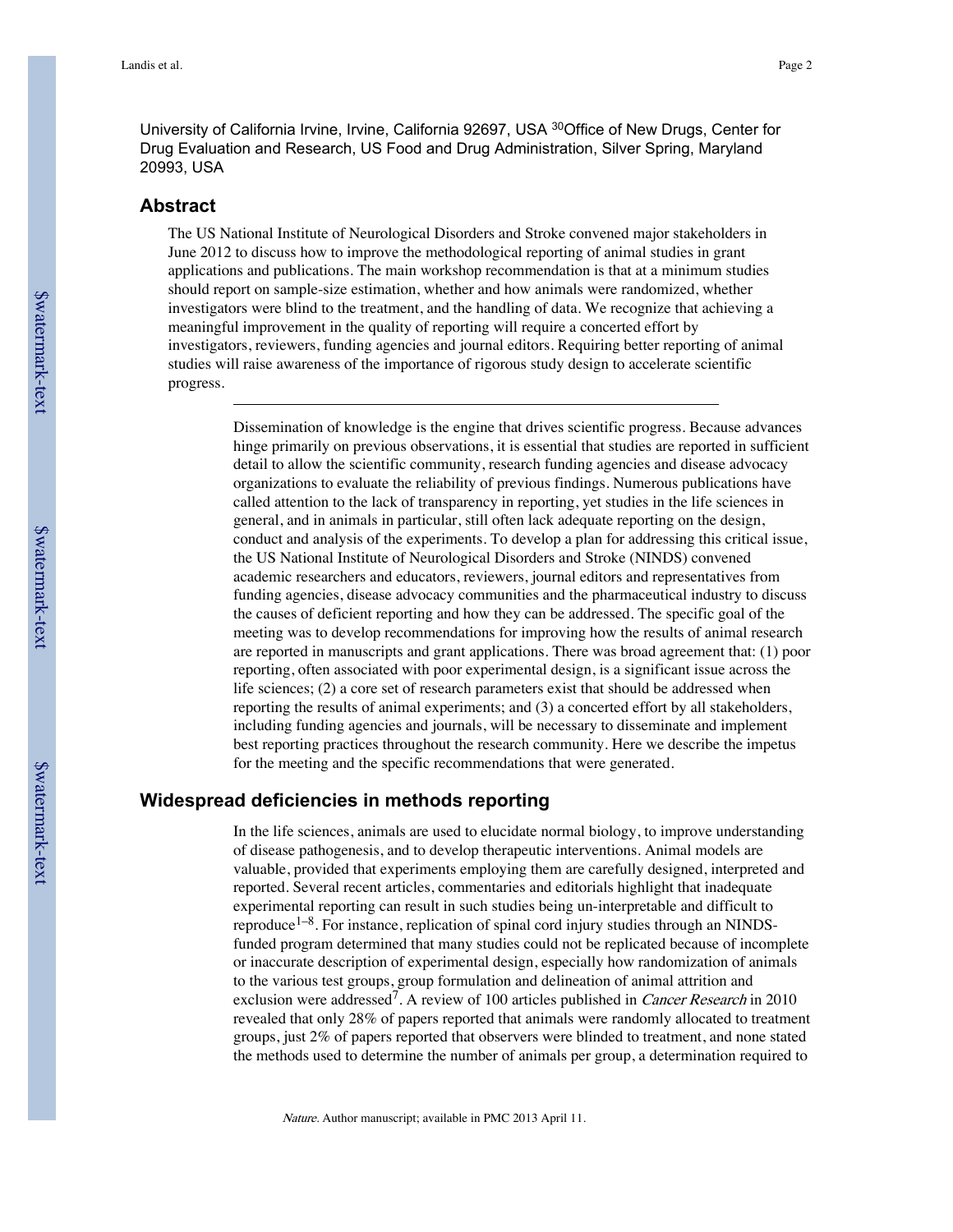University of California Irvine, Irvine, California 92697, USA [30]Office of New Drugs, Center for Drug Evaluation and Research, US Food and Drug Administration, Silver Spring, Maryland 20993, USA

## Abstract

The US National Institute of Neurological Disorders and Stroke convened major stakeholders in June 2012 to discuss how to improve the methodological reporting of animal studies in grant applications and publications. The main workshop recommendation is that at a minimum studies should report on sample-size estimation, whether and how animals were randomized, whether investigators were blind to the treatment, and the handling of data. We recognize that achieving a meaningful improvement in the quality of reporting will require a concerted effort by investigators, reviewers, funding agencies and journal editors. Requiring better reporting of animal studies will raise awareness of the importance of rigorous study design to accelerate scientific progress.

---

Dissemination of knowledge is the engine that drives scientific progress. Because advances hinge primarily on previous observations, it is essential that studies are reported in sufficient detail to allow the scientific community, research funding agencies and disease advocacy organizations to evaluate the reliability of previous findings. Numerous publications have called attention to the lack of transparency in reporting, yet studies in the life sciences in general, and in animals in particular, still often lack adequate reporting on the design, conduct and analysis of the experiments. To develop a plan for addressing this critical issue, the US National Institute of Neurological Disorders and Stroke (NINDS) convened academic researchers and educators, reviewers, journal editors and representatives from funding agencies, disease advocacy communities and the pharmaceutical industry to discuss the causes of deficient reporting and how they can be addressed. The specific goal of the meeting was to develop recommendations for improving how the results of animal research are reported in manuscripts and grant applications. There was broad agreement that: (1) poor reporting, often associated with poor experimental design, is a significant issue across the life sciences; (2) a core set of research parameters exist that should be addressed when reporting the results of animal experiments; and (3) a concerted effort by all stakeholders, including funding agencies and journals, will be necessary to disseminate and implement best reporting practices throughout the research community. Here we describe the impetus for the meeting and the specific recommendations that were generated.

## Widespread deficiencies in methods reporting

In the life sciences, animals are used to elucidate normal biology, to improve understanding of disease pathogenesis, and to develop therapeutic interventions. Animal models are valuable, provided that experiments employing them are carefully designed, interpreted and reported. Several recent articles, commentaries and editorials highlight that inadequate experimental reporting can result in such studies being un-interpretable and difficult to reproduce[1–8]. For instance, replication of spinal cord injury studies through an NINDS-funded program determined that many studies could not be replicated because of incomplete or inaccurate description of experimental design, especially how randomization of animals to the various test groups, group formulation and delineation of animal attrition and exclusion were addressed[7]. A review of 100 articles published in *Cancer Research* in 2010 revealed that only 28% of papers reported that animals were randomly allocated to treatment groups, just 2% of papers reported that observers were blinded to treatment, and none stated the methods used to determine the number of animals per group, a determination required to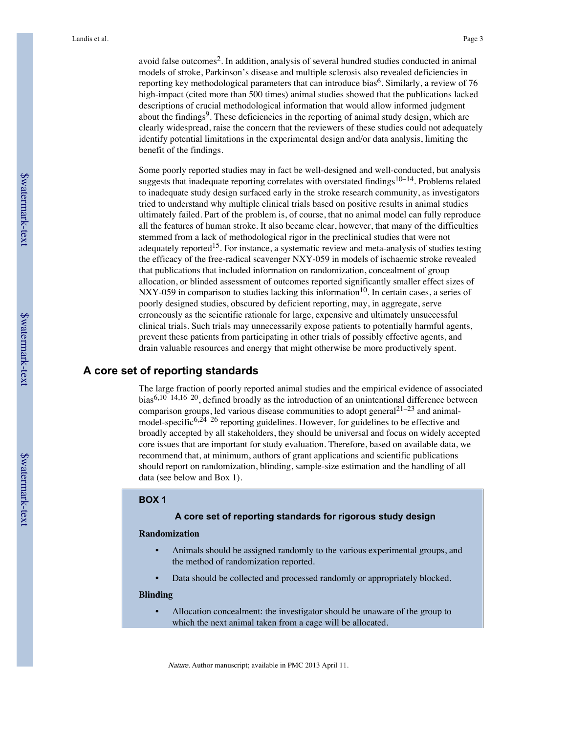avoid false outcomes[2]. In addition, analysis of several hundred studies conducted in animal models of stroke, Parkinson's disease and multiple sclerosis also revealed deficiencies in reporting key methodological parameters that can introduce bias[6]. Similarly, a review of 76 high-impact (cited more than 500 times) animal studies showed that the publications lacked descriptions of crucial methodological information that would allow informed judgment about the findings[9]. These deficiencies in the reporting of animal study design, which are clearly widespread, raise the concern that the reviewers of these studies could not adequately identify potential limitations in the experimental design and/or data analysis, limiting the benefit of the findings.

Some poorly reported studies may in fact be well-designed and well-conducted, but analysis suggests that inadequate reporting correlates with overstated findings[10–14]. Problems related to inadequate study design surfaced early in the stroke research community, as investigators tried to understand why multiple clinical trials based on positive results in animal studies ultimately failed. Part of the problem is, of course, that no animal model can fully reproduce all the features of human stroke. It also became clear, however, that many of the difficulties stemmed from a lack of methodological rigor in the preclinical studies that were not adequately reported[15]. For instance, a systematic review and meta-analysis of studies testing the efficacy of the free-radical scavenger NXY-059 in models of ischaemic stroke revealed that publications that included information on randomization, concealment of group allocation, or blinded assessment of outcomes reported significantly smaller effect sizes of NXY-059 in comparison to studies lacking this information[10]. In certain cases, a series of poorly designed studies, obscured by deficient reporting, may, in aggregate, serve erroneously as the scientific rationale for large, expensive and ultimately unsuccessful clinical trials. Such trials may unnecessarily expose patients to potentially harmful agents, prevent these patients from participating in other trials of possibly effective agents, and drain valuable resources and energy that might otherwise be more productively spent.

## A core set of reporting standards

The large fraction of poorly reported animal studies and the empirical evidence of associated bias[6,10–14,16–20], defined broadly as the introduction of an unintentional difference between comparison groups, led various disease communities to adopt general[21–23] and animal-model-specific[6,24–26] reporting guidelines. However, for guidelines to be effective and broadly accepted by all stakeholders, they should be universal and focus on widely accepted core issues that are important for study evaluation. Therefore, based on available data, we recommend that, at minimum, authors of grant applications and scientific publications should report on randomization, blinding, sample-size estimation and the handling of all data (see below and Box 1).

**BOX 1**

**A core set of reporting standards for rigorous study design**

**Randomization**

- Animals should be assigned randomly to the various experimental groups, and the method of randomization reported.
- Data should be collected and processed randomly or appropriately blocked.

**Blinding**

- Allocation concealment: the investigator should be unaware of the group to which the next animal taken from a cage will be allocated.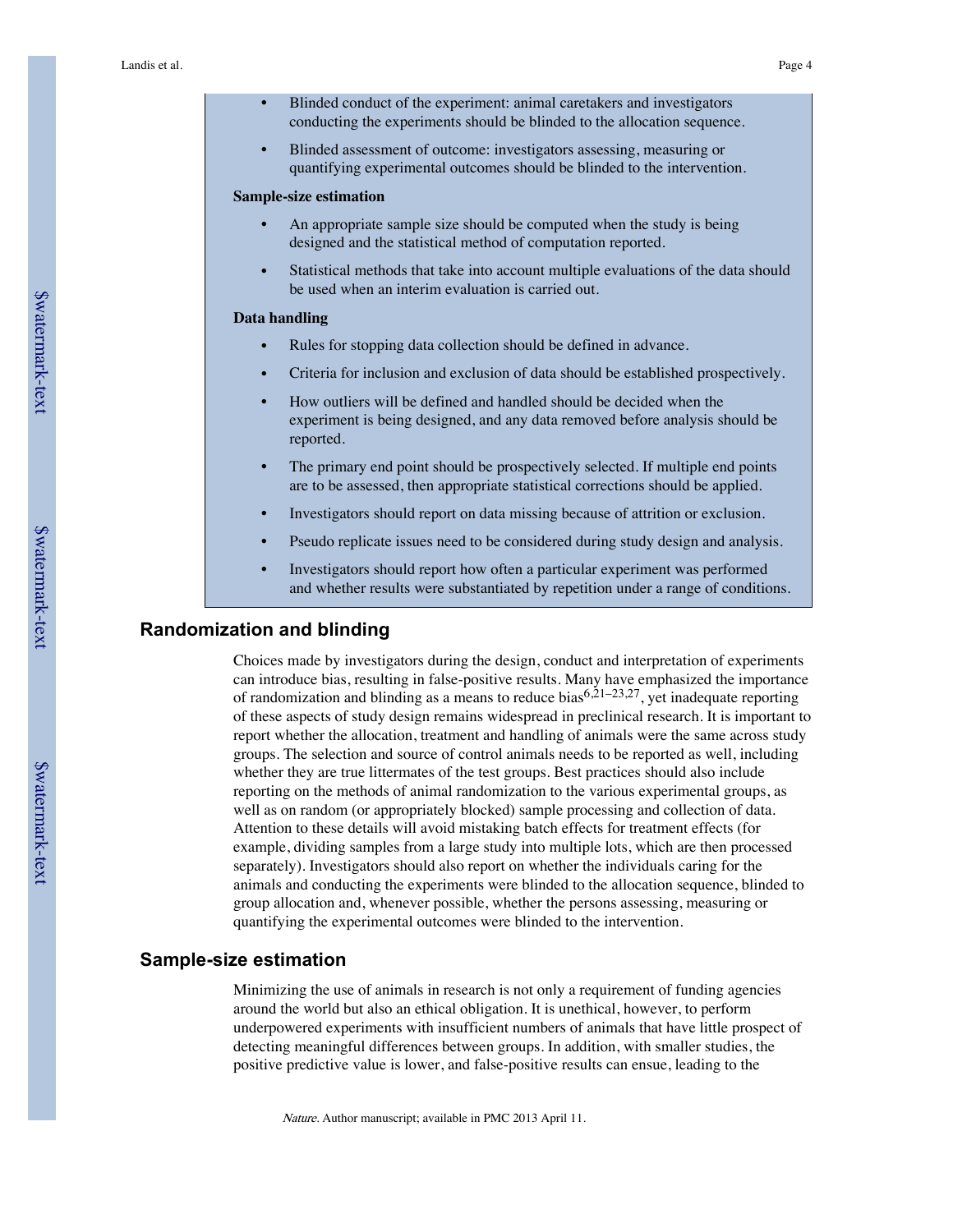- Blinded conduct of the experiment: animal caretakers and investigators conducting the experiments should be blinded to the allocation sequence.
- Blinded assessment of outcome: investigators assessing, measuring or quantifying experimental outcomes should be blinded to the intervention.

**Sample-size estimation**

- An appropriate sample size should be computed when the study is being designed and the statistical method of computation reported.
- Statistical methods that take into account multiple evaluations of the data should be used when an interim evaluation is carried out.

**Data handling**

- Rules for stopping data collection should be defined in advance.
- Criteria for inclusion and exclusion of data should be established prospectively.
- How outliers will be defined and handled should be decided when the experiment is being designed, and any data removed before analysis should be reported.
- The primary end point should be prospectively selected. If multiple end points are to be assessed, then appropriate statistical corrections should be applied.
- Investigators should report on data missing because of attrition or exclusion.
- Pseudo replicate issues need to be considered during study design and analysis.
- Investigators should report how often a particular experiment was performed and whether results were substantiated by repetition under a range of conditions.

## Randomization and blinding

Choices made by investigators during the design, conduct and interpretation of experiments can introduce bias, resulting in false-positive results. Many have emphasized the importance of randomization and blinding as a means to reduce bias[6,21–23,27], yet inadequate reporting of these aspects of study design remains widespread in preclinical research. It is important to report whether the allocation, treatment and handling of animals were the same across study groups. The selection and source of control animals needs to be reported as well, including whether they are true littermates of the test groups. Best practices should also include reporting on the methods of animal randomization to the various experimental groups, as well as on random (or appropriately blocked) sample processing and collection of data. Attention to these details will avoid mistaking batch effects for treatment effects (for example, dividing samples from a large study into multiple lots, which are then processed separately). Investigators should also report on whether the individuals caring for the animals and conducting the experiments were blinded to the allocation sequence, blinded to group allocation and, whenever possible, whether the persons assessing, measuring or quantifying the experimental outcomes were blinded to the intervention.

## Sample-size estimation

Minimizing the use of animals in research is not only a requirement of funding agencies around the world but also an ethical obligation. It is unethical, however, to perform underpowered experiments with insufficient numbers of animals that have little prospect of detecting meaningful differences between groups. In addition, with smaller studies, the positive predictive value is lower, and false-positive results can ensue, leading to the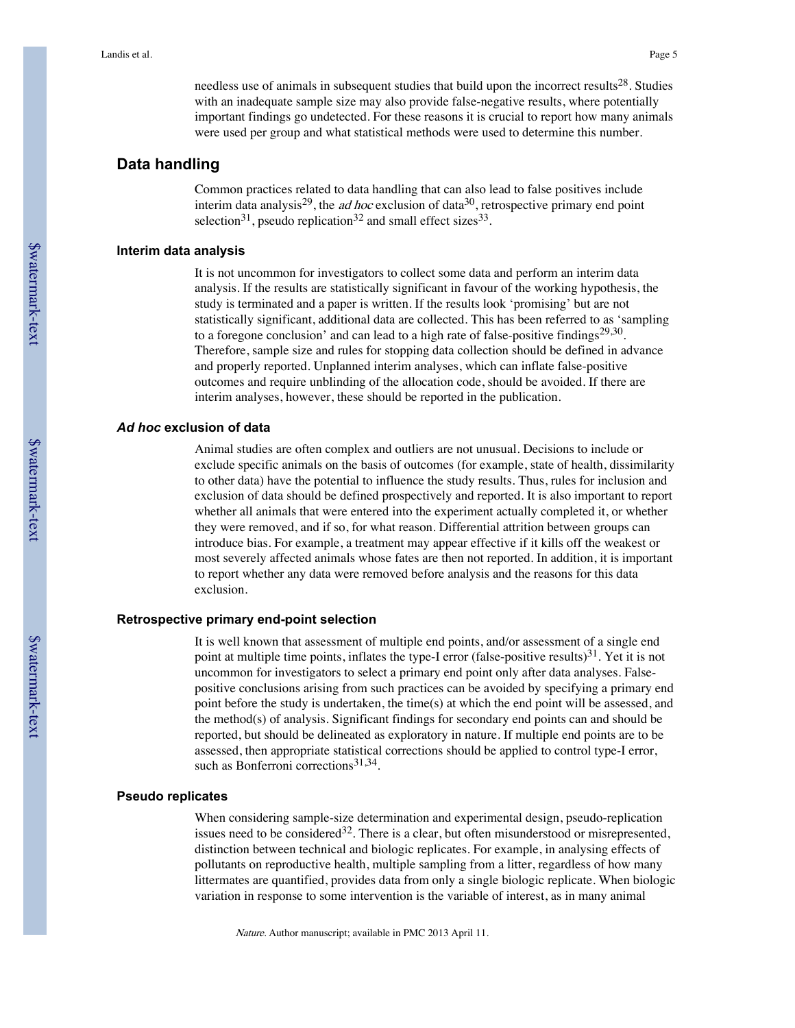needless use of animals in subsequent studies that build upon the incorrect results[28]. Studies with an inadequate sample size may also provide false-negative results, where potentially important findings go undetected. For these reasons it is crucial to report how many animals were used per group and what statistical methods were used to determine this number.

## Data handling

Common practices related to data handling that can also lead to false positives include interim data analysis[29], the *ad hoc* exclusion of data[30], retrospective primary end point selection[31], pseudo replication[32] and small effect sizes[33].

### Interim data analysis

It is not uncommon for investigators to collect some data and perform an interim data analysis. If the results are statistically significant in favour of the working hypothesis, the study is terminated and a paper is written. If the results look 'promising' but are not statistically significant, additional data are collected. This has been referred to as 'sampling to a foregone conclusion' and can lead to a high rate of false-positive findings[29,30]. Therefore, sample size and rules for stopping data collection should be defined in advance and properly reported. Unplanned interim analyses, which can inflate false-positive outcomes and require unblinding of the allocation code, should be avoided. If there are interim analyses, however, these should be reported in the publication.

### *Ad hoc* exclusion of data

Animal studies are often complex and outliers are not unusual. Decisions to include or exclude specific animals on the basis of outcomes (for example, state of health, dissimilarity to other data) have the potential to influence the study results. Thus, rules for inclusion and exclusion of data should be defined prospectively and reported. It is also important to report whether all animals that were entered into the experiment actually completed it, or whether they were removed, and if so, for what reason. Differential attrition between groups can introduce bias. For example, a treatment may appear effective if it kills off the weakest or most severely affected animals whose fates are then not reported. In addition, it is important to report whether any data were removed before analysis and the reasons for this data exclusion.

### Retrospective primary end-point selection

It is well known that assessment of multiple end points, and/or assessment of a single end point at multiple time points, inflates the type-I error (false-positive results)[31]. Yet it is not uncommon for investigators to select a primary end point only after data analyses. False-positive conclusions arising from such practices can be avoided by specifying a primary end point before the study is undertaken, the time(s) at which the end point will be assessed, and the method(s) of analysis. Significant findings for secondary end points can and should be reported, but should be delineated as exploratory in nature. If multiple end points are to be assessed, then appropriate statistical corrections should be applied to control type-I error, such as Bonferroni corrections[31,34].

### Pseudo replicates

When considering sample-size determination and experimental design, pseudo-replication issues need to be considered[32]. There is a clear, but often misunderstood or misrepresented, distinction between technical and biologic replicates. For example, in analysing effects of pollutants on reproductive health, multiple sampling from a litter, regardless of how many littermates are quantified, provides data from only a single biologic replicate. When biologic variation in response to some intervention is the variable of interest, as in many animal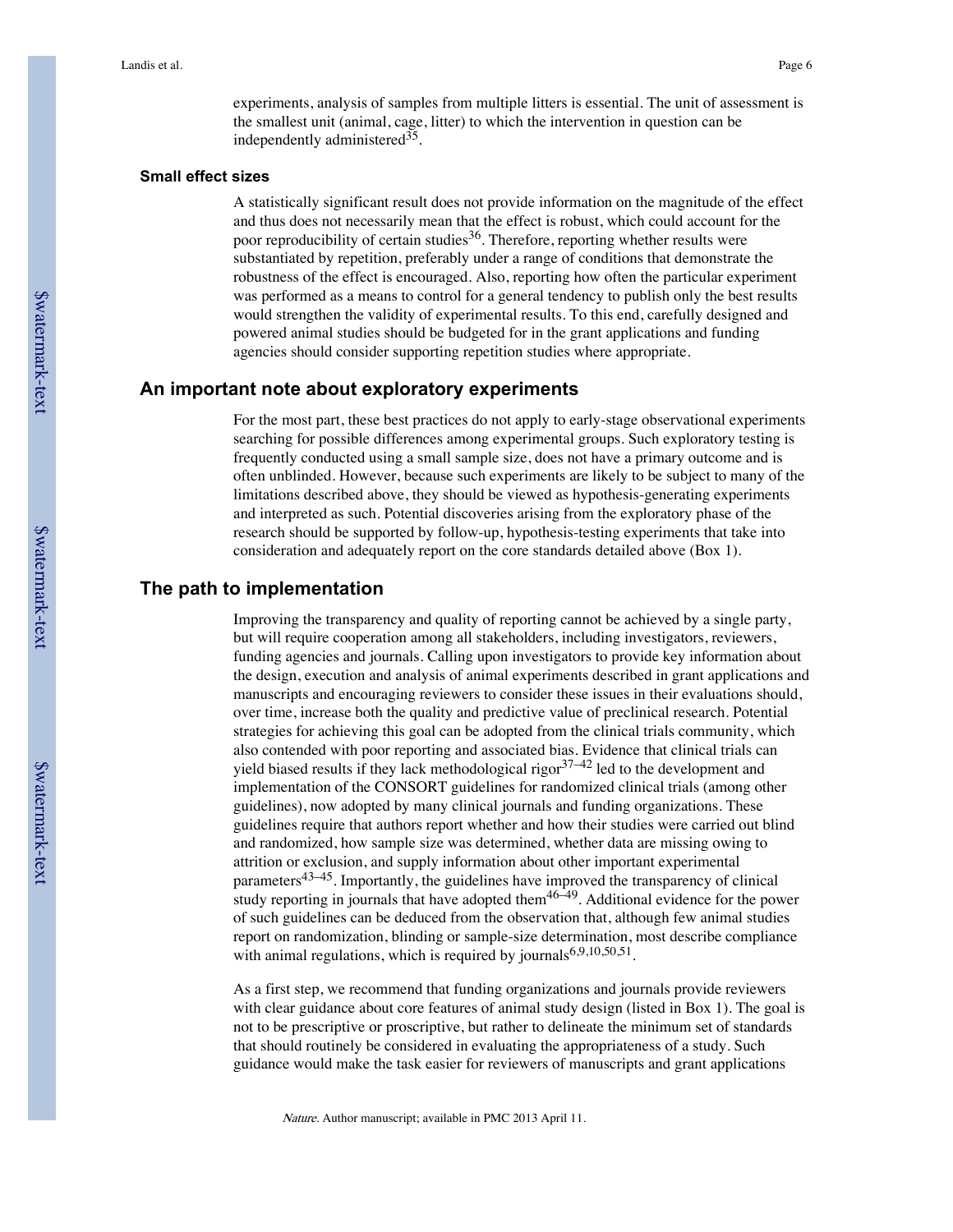experiments, analysis of samples from multiple litters is essential. The unit of assessment is the smallest unit (animal, cage, litter) to which the intervention in question can be independently administered[35].

### Small effect sizes

A statistically significant result does not provide information on the magnitude of the effect and thus does not necessarily mean that the effect is robust, which could account for the poor reproducibility of certain studies[36]. Therefore, reporting whether results were substantiated by repetition, preferably under a range of conditions that demonstrate the robustness of the effect is encouraged. Also, reporting how often the particular experiment was performed as a means to control for a general tendency to publish only the best results would strengthen the validity of experimental results. To this end, carefully designed and powered animal studies should be budgeted for in the grant applications and funding agencies should consider supporting repetition studies where appropriate.

## An important note about exploratory experiments

For the most part, these best practices do not apply to early-stage observational experiments searching for possible differences among experimental groups. Such exploratory testing is frequently conducted using a small sample size, does not have a primary outcome and is often unblinded. However, because such experiments are likely to be subject to many of the limitations described above, they should be viewed as hypothesis-generating experiments and interpreted as such. Potential discoveries arising from the exploratory phase of the research should be supported by follow-up, hypothesis-testing experiments that take into consideration and adequately report on the core standards detailed above (Box 1).

## The path to implementation

Improving the transparency and quality of reporting cannot be achieved by a single party, but will require cooperation among all stakeholders, including investigators, reviewers, funding agencies and journals. Calling upon investigators to provide key information about the design, execution and analysis of animal experiments described in grant applications and manuscripts and encouraging reviewers to consider these issues in their evaluations should, over time, increase both the quality and predictive value of preclinical research. Potential strategies for achieving this goal can be adopted from the clinical trials community, which also contended with poor reporting and associated bias. Evidence that clinical trials can yield biased results if they lack methodological rigor[37–42] led to the development and implementation of the CONSORT guidelines for randomized clinical trials (among other guidelines), now adopted by many clinical journals and funding organizations. These guidelines require that authors report whether and how their studies were carried out blind and randomized, how sample size was determined, whether data are missing owing to attrition or exclusion, and supply information about other important experimental parameters[43–45]. Importantly, the guidelines have improved the transparency of clinical study reporting in journals that have adopted them[46–49]. Additional evidence for the power of such guidelines can be deduced from the observation that, although few animal studies report on randomization, blinding or sample-size determination, most describe compliance with animal regulations, which is required by journals[6,9,10,50,51].

As a first step, we recommend that funding organizations and journals provide reviewers with clear guidance about core features of animal study design (listed in Box 1). The goal is not to be prescriptive or proscriptive, but rather to delineate the minimum set of standards that should routinely be considered in evaluating the appropriateness of a study. Such guidance would make the task easier for reviewers of manuscripts and grant applications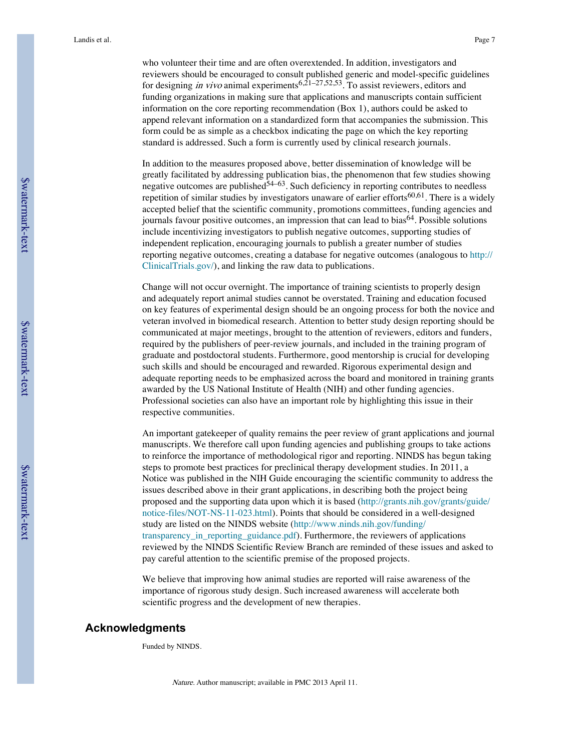who volunteer their time and are often overextended. In addition, investigators and reviewers should be encouraged to consult published generic and model-specific guidelines for designing *in vivo* animal experiments[6,21–27,52,53]. To assist reviewers, editors and funding organizations in making sure that applications and manuscripts contain sufficient information on the core reporting recommendation (Box 1), authors could be asked to append relevant information on a standardized form that accompanies the submission. This form could be as simple as a checkbox indicating the page on which the key reporting standard is addressed. Such a form is currently used by clinical research journals.

In addition to the measures proposed above, better dissemination of knowledge will be greatly facilitated by addressing publication bias, the phenomenon that few studies showing negative outcomes are published[54–63]. Such deficiency in reporting contributes to needless repetition of similar studies by investigators unaware of earlier efforts[60,61]. There is a widely accepted belief that the scientific community, promotions committees, funding agencies and journals favour positive outcomes, an impression that can lead to bias[64]. Possible solutions include incentivizing investigators to publish negative outcomes, supporting studies of independent replication, encouraging journals to publish a greater number of studies reporting negative outcomes, creating a database for negative outcomes (analogous to http://ClinicalTrials.gov/), and linking the raw data to publications.

Change will not occur overnight. The importance of training scientists to properly design and adequately report animal studies cannot be overstated. Training and education focused on key features of experimental design should be an ongoing process for both the novice and veteran involved in biomedical research. Attention to better study design reporting should be communicated at major meetings, brought to the attention of reviewers, editors and funders, required by the publishers of peer-review journals, and included in the training program of graduate and postdoctoral students. Furthermore, good mentorship is crucial for developing such skills and should be encouraged and rewarded. Rigorous experimental design and adequate reporting needs to be emphasized across the board and monitored in training grants awarded by the US National Institute of Health (NIH) and other funding agencies. Professional societies can also have an important role by highlighting this issue in their respective communities.

An important gatekeeper of quality remains the peer review of grant applications and journal manuscripts. We therefore call upon funding agencies and publishing groups to take actions to reinforce the importance of methodological rigor and reporting. NINDS has begun taking steps to promote best practices for preclinical therapy development studies. In 2011, a Notice was published in the NIH Guide encouraging the scientific community to address the issues described above in their grant applications, in describing both the project being proposed and the supporting data upon which it is based (http://grants.nih.gov/grants/guide/notice-files/NOT-NS-11-023.html). Points that should be considered in a well-designed study are listed on the NINDS website (http://www.ninds.nih.gov/funding/transparency_in_reporting_guidance.pdf). Furthermore, the reviewers of applications reviewed by the NINDS Scientific Review Branch are reminded of these issues and asked to pay careful attention to the scientific premise of the proposed projects.

We believe that improving how animal studies are reported will raise awareness of the importance of rigorous study design. Such increased awareness will accelerate both scientific progress and the development of new therapies.

## Acknowledgments

Funded by NINDS.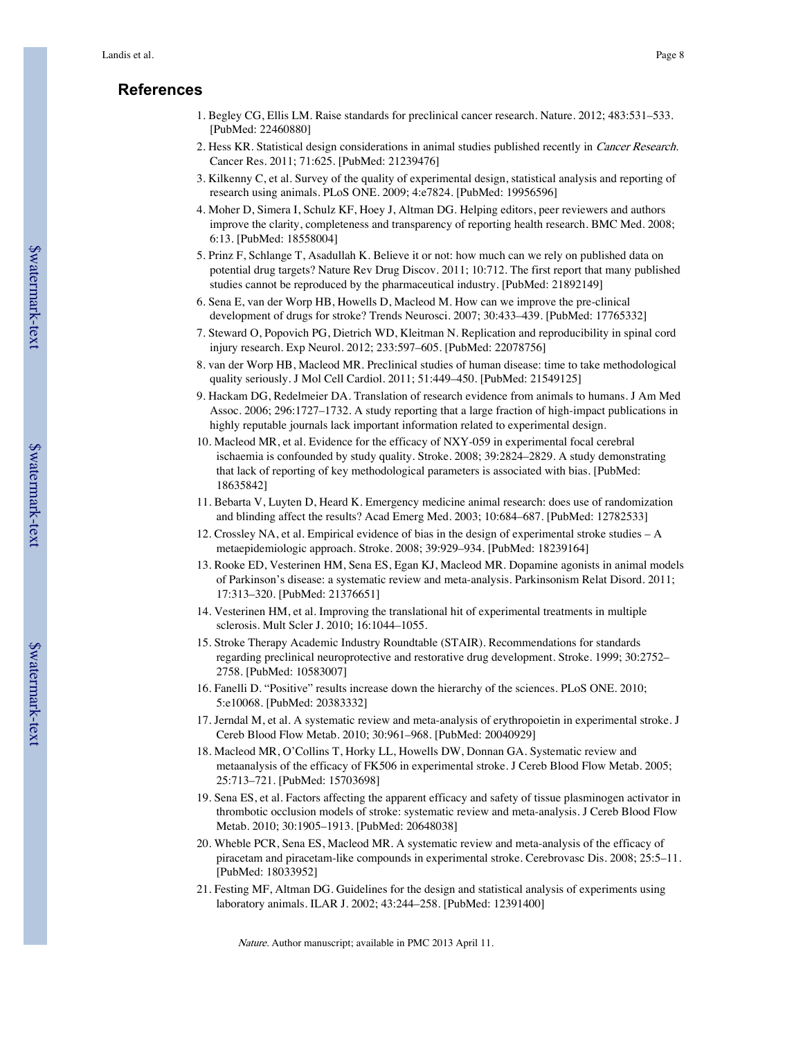## References

1. Begley CG, Ellis LM. Raise standards for preclinical cancer research. Nature. 2012; 483:531–533. [PubMed: 22460880]
2. Hess KR. Statistical design considerations in animal studies published recently in *Cancer Research*. Cancer Res. 2011; 71:625. [PubMed: 21239476]
3. Kilkenny C, et al. Survey of the quality of experimental design, statistical analysis and reporting of research using animals. PLoS ONE. 2009; 4:e7824. [PubMed: 19956596]
4. Moher D, Simera I, Schulz KF, Hoey J, Altman DG. Helping editors, peer reviewers and authors improve the clarity, completeness and transparency of reporting health research. BMC Med. 2008; 6:13. [PubMed: 18558004]
5. Prinz F, Schlange T, Asadullah K. Believe it or not: how much can we rely on published data on potential drug targets? Nature Rev Drug Discov. 2011; 10:712. The first report that many published studies cannot be reproduced by the pharmaceutical industry. [PubMed: 21892149]
6. Sena E, van der Worp HB, Howells D, Macleod M. How can we improve the pre-clinical development of drugs for stroke? Trends Neurosci. 2007; 30:433–439. [PubMed: 17765332]
7. Steward O, Popovich PG, Dietrich WD, Kleitman N. Replication and reproducibility in spinal cord injury research. Exp Neurol. 2012; 233:597–605. [PubMed: 22078756]
8. van der Worp HB, Macleod MR. Preclinical studies of human disease: time to take methodological quality seriously. J Mol Cell Cardiol. 2011; 51:449–450. [PubMed: 21549125]
9. Hackam DG, Redelmeier DA. Translation of research evidence from animals to humans. J Am Med Assoc. 2006; 296:1727–1732. A study reporting that a large fraction of high-impact publications in highly reputable journals lack important information related to experimental design.
10. Macleod MR, et al. Evidence for the efficacy of NXY-059 in experimental focal cerebral ischaemia is confounded by study quality. Stroke. 2008; 39:2824–2829. A study demonstrating that lack of reporting of key methodological parameters is associated with bias. [PubMed: 18635842]
11. Bebarta V, Luyten D, Heard K. Emergency medicine animal research: does use of randomization and blinding affect the results? Acad Emerg Med. 2003; 10:684–687. [PubMed: 12782533]
12. Crossley NA, et al. Empirical evidence of bias in the design of experimental stroke studies – A metaepidemiologic approach. Stroke. 2008; 39:929–934. [PubMed: 18239164]
13. Rooke ED, Vesterinen HM, Sena ES, Egan KJ, Macleod MR. Dopamine agonists in animal models of Parkinson's disease: a systematic review and meta-analysis. Parkinsonism Relat Disord. 2011; 17:313–320. [PubMed: 21376651]
14. Vesterinen HM, et al. Improving the translational hit of experimental treatments in multiple sclerosis. Mult Scler J. 2010; 16:1044–1055.
15. Stroke Therapy Academic Industry Roundtable (STAIR). Recommendations for standards regarding preclinical neuroprotective and restorative drug development. Stroke. 1999; 30:2752–2758. [PubMed: 10583007]
16. Fanelli D. "Positive" results increase down the hierarchy of the sciences. PLoS ONE. 2010; 5:e10068. [PubMed: 20383332]
17. Jerndal M, et al. A systematic review and meta-analysis of erythropoietin in experimental stroke. J Cereb Blood Flow Metab. 2010; 30:961–968. [PubMed: 20040929]
18. Macleod MR, O'Collins T, Horky LL, Howells DW, Donnan GA. Systematic review and metaanalysis of the efficacy of FK506 in experimental stroke. J Cereb Blood Flow Metab. 2005; 25:713–721. [PubMed: 15703698]
19. Sena ES, et al. Factors affecting the apparent efficacy and safety of tissue plasminogen activator in thrombotic occlusion models of stroke: systematic review and meta-analysis. J Cereb Blood Flow Metab. 2010; 30:1905–1913. [PubMed: 20648038]
20. Wheble PCR, Sena ES, Macleod MR. A systematic review and meta-analysis of the efficacy of piracetam and piracetam-like compounds in experimental stroke. Cerebrovasc Dis. 2008; 25:5–11. [PubMed: 18033952]
21. Festing MF, Altman DG. Guidelines for the design and statistical analysis of experiments using laboratory animals. ILAR J. 2002; 43:244–258. [PubMed: 12391400]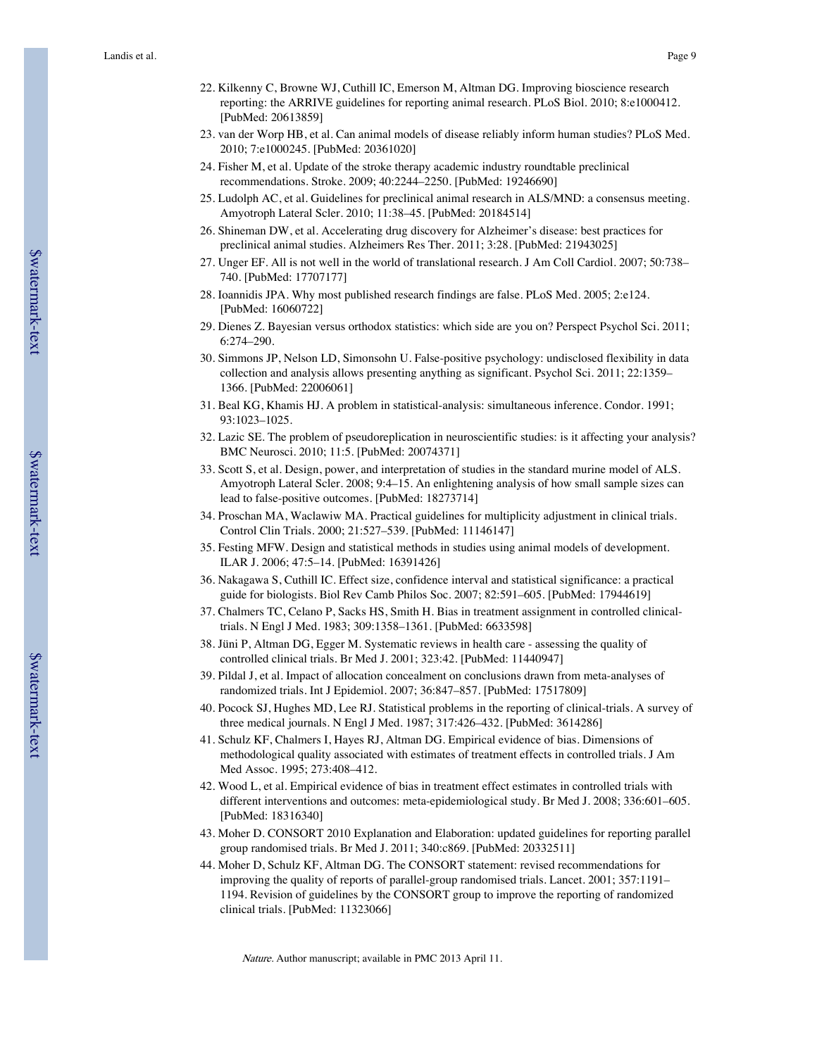22. Kilkenny C, Browne WJ, Cuthill IC, Emerson M, Altman DG. Improving bioscience research reporting: the ARRIVE guidelines for reporting animal research. PLoS Biol. 2010; 8:e1000412. [PubMed: 20613859]
23. van der Worp HB, et al. Can animal models of disease reliably inform human studies? PLoS Med. 2010; 7:e1000245. [PubMed: 20361020]
24. Fisher M, et al. Update of the stroke therapy academic industry roundtable preclinical recommendations. Stroke. 2009; 40:2244–2250. [PubMed: 19246690]
25. Ludolph AC, et al. Guidelines for preclinical animal research in ALS/MND: a consensus meeting. Amyotroph Lateral Scler. 2010; 11:38–45. [PubMed: 20184514]
26. Shineman DW, et al. Accelerating drug discovery for Alzheimer's disease: best practices for preclinical animal studies. Alzheimers Res Ther. 2011; 3:28. [PubMed: 21943025]
27. Unger EF. All is not well in the world of translational research. J Am Coll Cardiol. 2007; 50:738–740. [PubMed: 17707177]
28. Ioannidis JPA. Why most published research findings are false. PLoS Med. 2005; 2:e124. [PubMed: 16060722]
29. Dienes Z. Bayesian versus orthodox statistics: which side are you on? Perspect Psychol Sci. 2011; 6:274–290.
30. Simmons JP, Nelson LD, Simonsohn U. False-positive psychology: undisclosed flexibility in data collection and analysis allows presenting anything as significant. Psychol Sci. 2011; 22:1359–1366. [PubMed: 22006061]
31. Beal KG, Khamis HJ. A problem in statistical-analysis: simultaneous inference. Condor. 1991; 93:1023–1025.
32. Lazic SE. The problem of pseudoreplication in neuroscientific studies: is it affecting your analysis? BMC Neurosci. 2010; 11:5. [PubMed: 20074371]
33. Scott S, et al. Design, power, and interpretation of studies in the standard murine model of ALS. Amyotroph Lateral Scler. 2008; 9:4–15. An enlightening analysis of how small sample sizes can lead to false-positive outcomes. [PubMed: 18273714]
34. Proschan MA, Waclawiw MA. Practical guidelines for multiplicity adjustment in clinical trials. Control Clin Trials. 2000; 21:527–539. [PubMed: 11146147]
35. Festing MFW. Design and statistical methods in studies using animal models of development. ILAR J. 2006; 47:5–14. [PubMed: 16391426]
36. Nakagawa S, Cuthill IC. Effect size, confidence interval and statistical significance: a practical guide for biologists. Biol Rev Camb Philos Soc. 2007; 82:591–605. [PubMed: 17944619]
37. Chalmers TC, Celano P, Sacks HS, Smith H. Bias in treatment assignment in controlled clinical-trials. N Engl J Med. 1983; 309:1358–1361. [PubMed: 6633598]
38. Jüni P, Altman DG, Egger M. Systematic reviews in health care - assessing the quality of controlled clinical trials. Br Med J. 2001; 323:42. [PubMed: 11440947]
39. Pildal J, et al. Impact of allocation concealment on conclusions drawn from meta-analyses of randomized trials. Int J Epidemiol. 2007; 36:847–857. [PubMed: 17517809]
40. Pocock SJ, Hughes MD, Lee RJ. Statistical problems in the reporting of clinical-trials. A survey of three medical journals. N Engl J Med. 1987; 317:426–432. [PubMed: 3614286]
41. Schulz KF, Chalmers I, Hayes RJ, Altman DG. Empirical evidence of bias. Dimensions of methodological quality associated with estimates of treatment effects in controlled trials. J Am Med Assoc. 1995; 273:408–412.
42. Wood L, et al. Empirical evidence of bias in treatment effect estimates in controlled trials with different interventions and outcomes: meta-epidemiological study. Br Med J. 2008; 336:601–605. [PubMed: 18316340]
43. Moher D. CONSORT 2010 Explanation and Elaboration: updated guidelines for reporting parallel group randomised trials. Br Med J. 2011; 340:c869. [PubMed: 20332511]
44. Moher D, Schulz KF, Altman DG. The CONSORT statement: revised recommendations for improving the quality of reports of parallel-group randomised trials. Lancet. 2001; 357:1191–1194. Revision of guidelines by the CONSORT group to improve the reporting of randomized clinical trials. [PubMed: 11323066]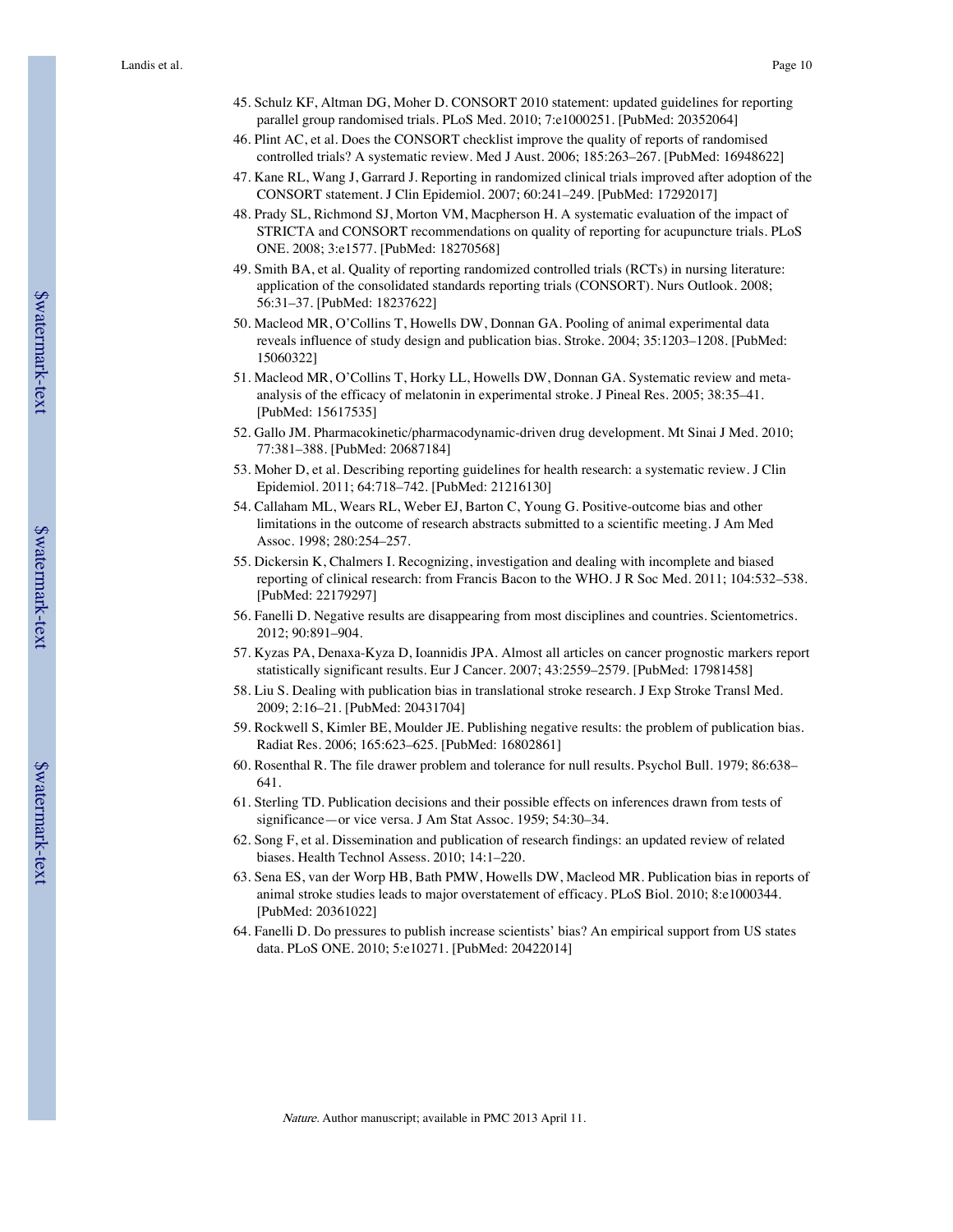45. Schulz KF, Altman DG, Moher D. CONSORT 2010 statement: updated guidelines for reporting parallel group randomised trials. PLoS Med. 2010; 7:e1000251. [PubMed: 20352064]
46. Plint AC, et al. Does the CONSORT checklist improve the quality of reports of randomised controlled trials? A systematic review. Med J Aust. 2006; 185:263–267. [PubMed: 16948622]
47. Kane RL, Wang J, Garrard J. Reporting in randomized clinical trials improved after adoption of the CONSORT statement. J Clin Epidemiol. 2007; 60:241–249. [PubMed: 17292017]
48. Prady SL, Richmond SJ, Morton VM, Macpherson H. A systematic evaluation of the impact of STRICTA and CONSORT recommendations on quality of reporting for acupuncture trials. PLoS ONE. 2008; 3:e1577. [PubMed: 18270568]
49. Smith BA, et al. Quality of reporting randomized controlled trials (RCTs) in nursing literature: application of the consolidated standards reporting trials (CONSORT). Nurs Outlook. 2008; 56:31–37. [PubMed: 18237622]
50. Macleod MR, O'Collins T, Howells DW, Donnan GA. Pooling of animal experimental data reveals influence of study design and publication bias. Stroke. 2004; 35:1203–1208. [PubMed: 15060322]
51. Macleod MR, O'Collins T, Horky LL, Howells DW, Donnan GA. Systematic review and meta-analysis of the efficacy of melatonin in experimental stroke. J Pineal Res. 2005; 38:35–41. [PubMed: 15617535]
52. Gallo JM. Pharmacokinetic/pharmacodynamic-driven drug development. Mt Sinai J Med. 2010; 77:381–388. [PubMed: 20687184]
53. Moher D, et al. Describing reporting guidelines for health research: a systematic review. J Clin Epidemiol. 2011; 64:718–742. [PubMed: 21216130]
54. Callaham ML, Wears RL, Weber EJ, Barton C, Young G. Positive-outcome bias and other limitations in the outcome of research abstracts submitted to a scientific meeting. J Am Med Assoc. 1998; 280:254–257.
55. Dickersin K, Chalmers I. Recognizing, investigation and dealing with incomplete and biased reporting of clinical research: from Francis Bacon to the WHO. J R Soc Med. 2011; 104:532–538. [PubMed: 22179297]
56. Fanelli D. Negative results are disappearing from most disciplines and countries. Scientometrics. 2012; 90:891–904.
57. Kyzas PA, Denaxa-Kyza D, Ioannidis JPA. Almost all articles on cancer prognostic markers report statistically significant results. Eur J Cancer. 2007; 43:2559–2579. [PubMed: 17981458]
58. Liu S. Dealing with publication bias in translational stroke research. J Exp Stroke Transl Med. 2009; 2:16–21. [PubMed: 20431704]
59. Rockwell S, Kimler BE, Moulder JE. Publishing negative results: the problem of publication bias. Radiat Res. 2006; 165:623–625. [PubMed: 16802861]
60. Rosenthal R. The file drawer problem and tolerance for null results. Psychol Bull. 1979; 86:638–641.
61. Sterling TD. Publication decisions and their possible effects on inferences drawn from tests of significance—or vice versa. J Am Stat Assoc. 1959; 54:30–34.
62. Song F, et al. Dissemination and publication of research findings: an updated review of related biases. Health Technol Assess. 2010; 14:1–220.
63. Sena ES, van der Worp HB, Bath PMW, Howells DW, Macleod MR. Publication bias in reports of animal stroke studies leads to major overstatement of efficacy. PLoS Biol. 2010; 8:e1000344. [PubMed: 20361022]
64. Fanelli D. Do pressures to publish increase scientists' bias? An empirical support from US states data. PLoS ONE. 2010; 5:e10271. [PubMed: 20422014]